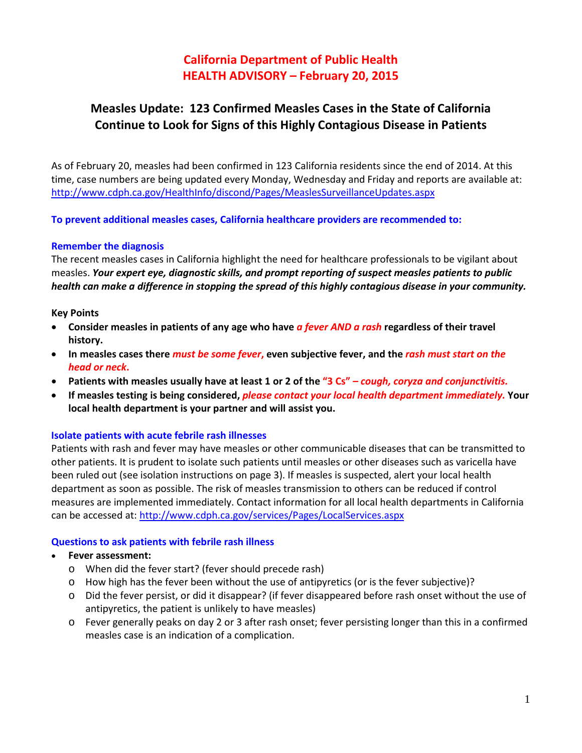# California Department of Public Health
# HEALTH ADVISORY – February 20, 2015

## Measles Update: 123 Confirmed Measles Cases in the State of California
## Continue to Look for Signs of this Highly Contagious Disease in Patients

As of February 20, measles had been confirmed in 123 California residents since the end of 2014. At this time, case numbers are being updated every Monday, Wednesday and Friday and reports are available at: http://www.cdph.ca.gov/HealthInfo/discond/Pages/MeaslesSurveillanceUpdates.aspx

**To prevent additional measles cases, California healthcare providers are recommended to:**

### Remember the diagnosis

The recent measles cases in California highlight the need for healthcare professionals to be vigilant about measles. ***Your expert eye, diagnostic skills, and prompt reporting of suspect measles patients to public health can make a difference in stopping the spread of this highly contagious disease in your community.***

**Key Points**

- **Consider measles in patients of any age who have *a fever AND a rash* regardless of their travel history.**
- **In measles cases there *must be some fever*, even subjective fever, and the *rash must start on the head or neck*.**
- **Patients with measles usually have at least 1 or 2 of the "3 Cs" – *cough, coryza and conjunctivitis.***
- **If measles testing is being considered, *please contact your local health department immediately.* Your local health department is your partner and will assist you.**

### Isolate patients with acute febrile rash illnesses

Patients with rash and fever may have measles or other communicable diseases that can be transmitted to other patients. It is prudent to isolate such patients until measles or other diseases such as varicella have been ruled out (see isolation instructions on page 3). If measles is suspected, alert your local health department as soon as possible. The risk of measles transmission to others can be reduced if control measures are implemented immediately. Contact information for all local health departments in California can be accessed at: http://www.cdph.ca.gov/services/Pages/LocalServices.aspx

### Questions to ask patients with febrile rash illness

- **Fever assessment:**
  - When did the fever start? (fever should precede rash)
  - How high has the fever been without the use of antipyretics (or is the fever subjective)?
  - Did the fever persist, or did it disappear? (if fever disappeared before rash onset without the use of antipyretics, the patient is unlikely to have measles)
  - Fever generally peaks on day 2 or 3 after rash onset; fever persisting longer than this in a confirmed measles case is an indication of a complication.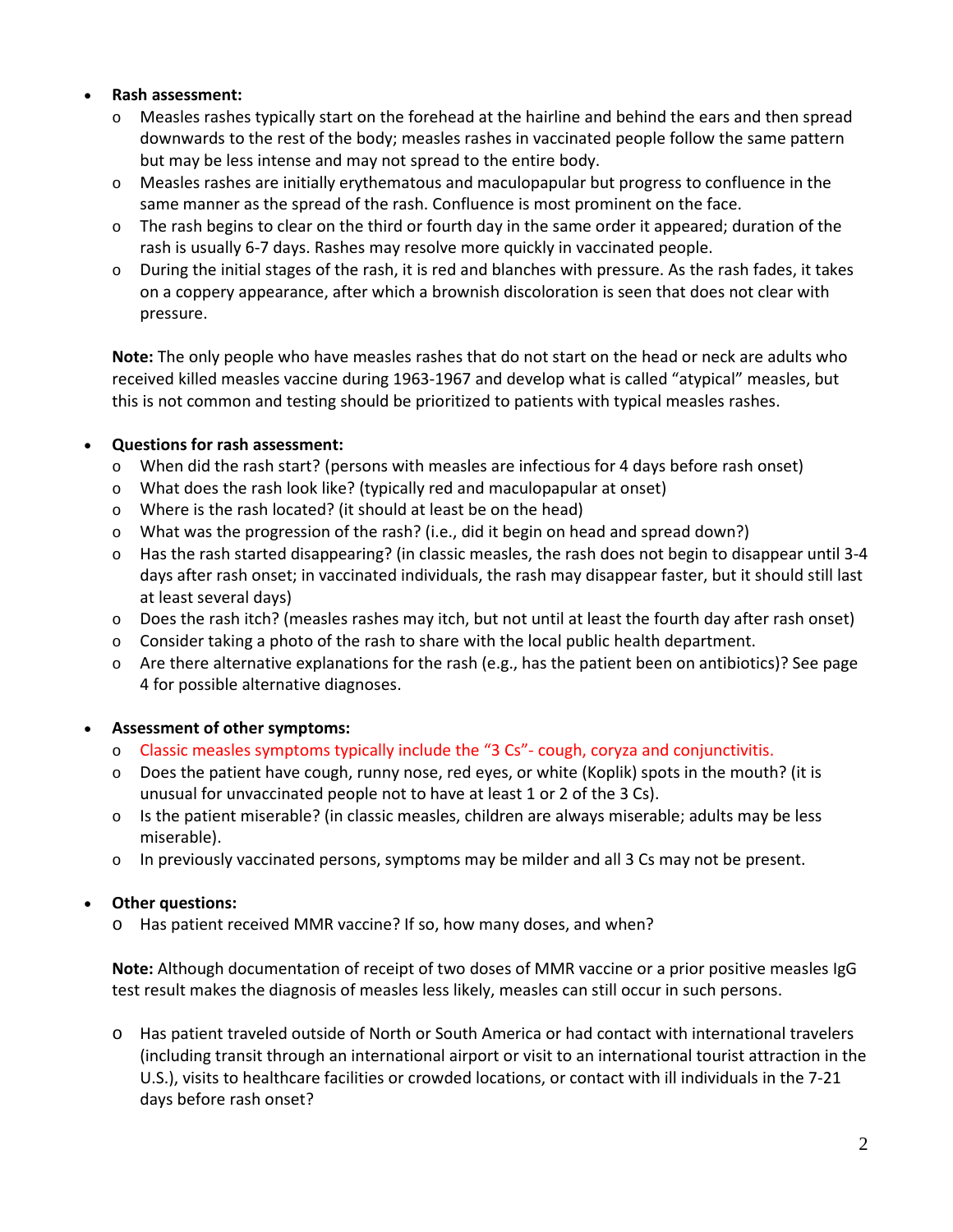- **Rash assessment:**
  - Measles rashes typically start on the forehead at the hairline and behind the ears and then spread downwards to the rest of the body; measles rashes in vaccinated people follow the same pattern but may be less intense and may not spread to the entire body.
  - Measles rashes are initially erythematous and maculopapular but progress to confluence in the same manner as the spread of the rash. Confluence is most prominent on the face.
  - The rash begins to clear on the third or fourth day in the same order it appeared; duration of the rash is usually 6-7 days. Rashes may resolve more quickly in vaccinated people.
  - During the initial stages of the rash, it is red and blanches with pressure. As the rash fades, it takes on a coppery appearance, after which a brownish discoloration is seen that does not clear with pressure.

  **Note:** The only people who have measles rashes that do not start on the head or neck are adults who received killed measles vaccine during 1963-1967 and develop what is called "atypical" measles, but this is not common and testing should be prioritized to patients with typical measles rashes.

- **Questions for rash assessment:**
  - When did the rash start? (persons with measles are infectious for 4 days before rash onset)
  - What does the rash look like? (typically red and maculopapular at onset)
  - Where is the rash located? (it should at least be on the head)
  - What was the progression of the rash? (i.e., did it begin on head and spread down?)
  - Has the rash started disappearing? (in classic measles, the rash does not begin to disappear until 3-4 days after rash onset; in vaccinated individuals, the rash may disappear faster, but it should still last at least several days)
  - Does the rash itch? (measles rashes may itch, but not until at least the fourth day after rash onset)
  - Consider taking a photo of the rash to share with the local public health department.
  - Are there alternative explanations for the rash (e.g., has the patient been on antibiotics)? See page 4 for possible alternative diagnoses.

- **Assessment of other symptoms:**
  - Classic measles symptoms typically include the "3 Cs"- cough, coryza and conjunctivitis.
  - Does the patient have cough, runny nose, red eyes, or white (Koplik) spots in the mouth? (it is unusual for unvaccinated people not to have at least 1 or 2 of the 3 Cs).
  - Is the patient miserable? (in classic measles, children are always miserable; adults may be less miserable).
  - In previously vaccinated persons, symptoms may be milder and all 3 Cs may not be present.

- **Other questions:**
  - Has patient received MMR vaccine? If so, how many doses, and when?

  **Note:** Although documentation of receipt of two doses of MMR vaccine or a prior positive measles IgG test result makes the diagnosis of measles less likely, measles can still occur in such persons.

  - Has patient traveled outside of North or South America or had contact with international travelers (including transit through an international airport or visit to an international tourist attraction in the U.S.), visits to healthcare facilities or crowded locations, or contact with ill individuals in the 7-21 days before rash onset?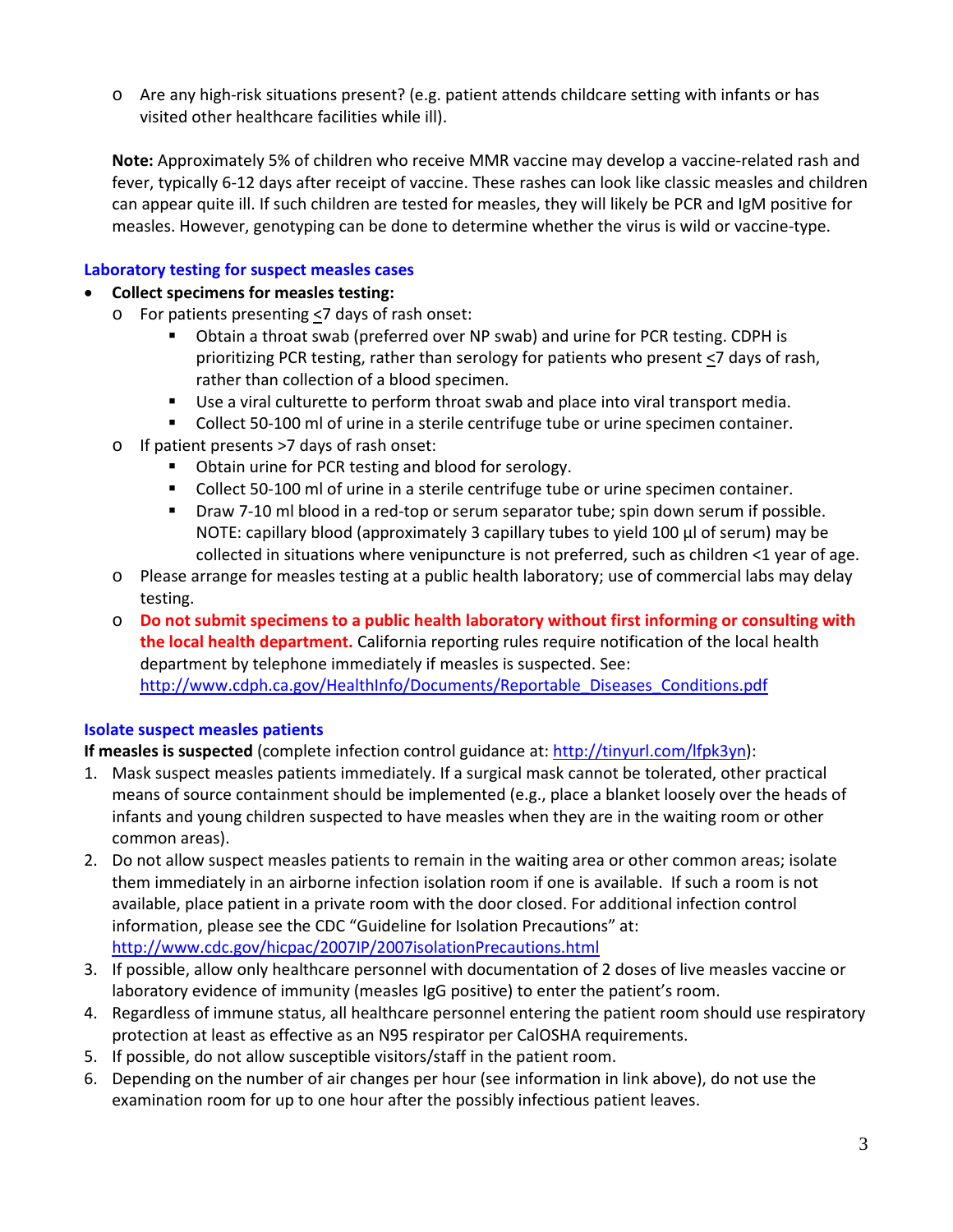- Are any high-risk situations present? (e.g. patient attends childcare setting with infants or has visited other healthcare facilities while ill).

**Note:** Approximately 5% of children who receive MMR vaccine may develop a vaccine-related rash and fever, typically 6-12 days after receipt of vaccine. These rashes can look like classic measles and children can appear quite ill. If such children are tested for measles, they will likely be PCR and IgM positive for measles. However, genotyping can be done to determine whether the virus is wild or vaccine-type.

## Laboratory testing for suspect measles cases

- **Collect specimens for measles testing:**
  - For patients presenting ≤7 days of rash onset:
    - Obtain a throat swab (preferred over NP swab) and urine for PCR testing. CDPH is prioritizing PCR testing, rather than serology for patients who present ≤7 days of rash, rather than collection of a blood specimen.
    - Use a viral culturette to perform throat swab and place into viral transport media.
    - Collect 50-100 ml of urine in a sterile centrifuge tube or urine specimen container.
  - If patient presents >7 days of rash onset:
    - Obtain urine for PCR testing and blood for serology.
    - Collect 50-100 ml of urine in a sterile centrifuge tube or urine specimen container.
    - Draw 7-10 ml blood in a red-top or serum separator tube; spin down serum if possible. NOTE: capillary blood (approximately 3 capillary tubes to yield 100 µl of serum) may be collected in situations where venipuncture is not preferred, such as children <1 year of age.
  - Please arrange for measles testing at a public health laboratory; use of commercial labs may delay testing.
  - **Do not submit specimens to a public health laboratory without first informing or consulting with the local health department.** California reporting rules require notification of the local health department by telephone immediately if measles is suspected. See: http://www.cdph.ca.gov/HealthInfo/Documents/Reportable_Diseases_Conditions.pdf

## Isolate suspect measles patients

**If measles is suspected** (complete infection control guidance at: http://tinyurl.com/lfpk3yn):

1. Mask suspect measles patients immediately. If a surgical mask cannot be tolerated, other practical means of source containment should be implemented (e.g., place a blanket loosely over the heads of infants and young children suspected to have measles when they are in the waiting room or other common areas).
2. Do not allow suspect measles patients to remain in the waiting area or other common areas; isolate them immediately in an airborne infection isolation room if one is available. If such a room is not available, place patient in a private room with the door closed. For additional infection control information, please see the CDC "Guideline for Isolation Precautions" at: http://www.cdc.gov/hicpac/2007IP/2007isolationPrecautions.html
3. If possible, allow only healthcare personnel with documentation of 2 doses of live measles vaccine or laboratory evidence of immunity (measles IgG positive) to enter the patient's room.
4. Regardless of immune status, all healthcare personnel entering the patient room should use respiratory protection at least as effective as an N95 respirator per CalOSHA requirements.
5. If possible, do not allow susceptible visitors/staff in the patient room.
6. Depending on the number of air changes per hour (see information in link above), do not use the examination room for up to one hour after the possibly infectious patient leaves.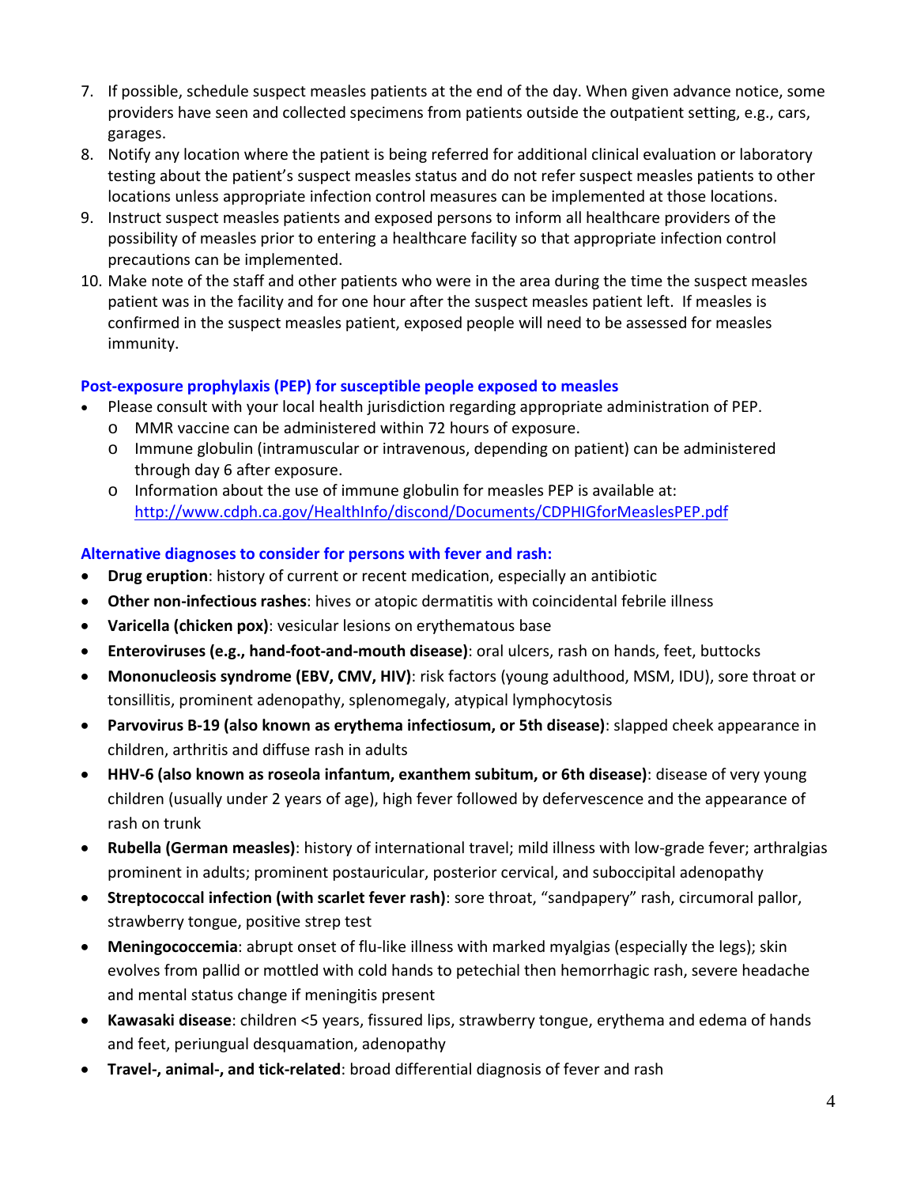7. If possible, schedule suspect measles patients at the end of the day. When given advance notice, some providers have seen and collected specimens from patients outside the outpatient setting, e.g., cars, garages.
8. Notify any location where the patient is being referred for additional clinical evaluation or laboratory testing about the patient's suspect measles status and do not refer suspect measles patients to other locations unless appropriate infection control measures can be implemented at those locations.
9. Instruct suspect measles patients and exposed persons to inform all healthcare providers of the possibility of measles prior to entering a healthcare facility so that appropriate infection control precautions can be implemented.
10. Make note of the staff and other patients who were in the area during the time the suspect measles patient was in the facility and for one hour after the suspect measles patient left. If measles is confirmed in the suspect measles patient, exposed people will need to be assessed for measles immunity.

### Post-exposure prophylaxis (PEP) for susceptible people exposed to measles

- Please consult with your local health jurisdiction regarding appropriate administration of PEP.
  - MMR vaccine can be administered within 72 hours of exposure.
  - Immune globulin (intramuscular or intravenous, depending on patient) can be administered through day 6 after exposure.
  - Information about the use of immune globulin for measles PEP is available at: http://www.cdph.ca.gov/HealthInfo/discond/Documents/CDPHIGforMeaslesPEP.pdf

### Alternative diagnoses to consider for persons with fever and rash:

- **Drug eruption**: history of current or recent medication, especially an antibiotic
- **Other non-infectious rashes**: hives or atopic dermatitis with coincidental febrile illness
- **Varicella (chicken pox)**: vesicular lesions on erythematous base
- **Enteroviruses (e.g., hand-foot-and-mouth disease)**: oral ulcers, rash on hands, feet, buttocks
- **Mononucleosis syndrome (EBV, CMV, HIV)**: risk factors (young adulthood, MSM, IDU), sore throat or tonsillitis, prominent adenopathy, splenomegaly, atypical lymphocytosis
- **Parvovirus B-19 (also known as erythema infectiosum, or 5th disease)**: slapped cheek appearance in children, arthritis and diffuse rash in adults
- **HHV-6 (also known as roseola infantum, exanthem subitum, or 6th disease)**: disease of very young children (usually under 2 years of age), high fever followed by defervescence and the appearance of rash on trunk
- **Rubella (German measles)**: history of international travel; mild illness with low-grade fever; arthralgias prominent in adults; prominent postauricular, posterior cervical, and suboccipital adenopathy
- **Streptococcal infection (with scarlet fever rash)**: sore throat, "sandpapery" rash, circumoral pallor, strawberry tongue, positive strep test
- **Meningococcemia**: abrupt onset of flu-like illness with marked myalgias (especially the legs); skin evolves from pallid or mottled with cold hands to petechial then hemorrhagic rash, severe headache and mental status change if meningitis present
- **Kawasaki disease**: children <5 years, fissured lips, strawberry tongue, erythema and edema of hands and feet, periungual desquamation, adenopathy
- **Travel-, animal-, and tick-related**: broad differential diagnosis of fever and rash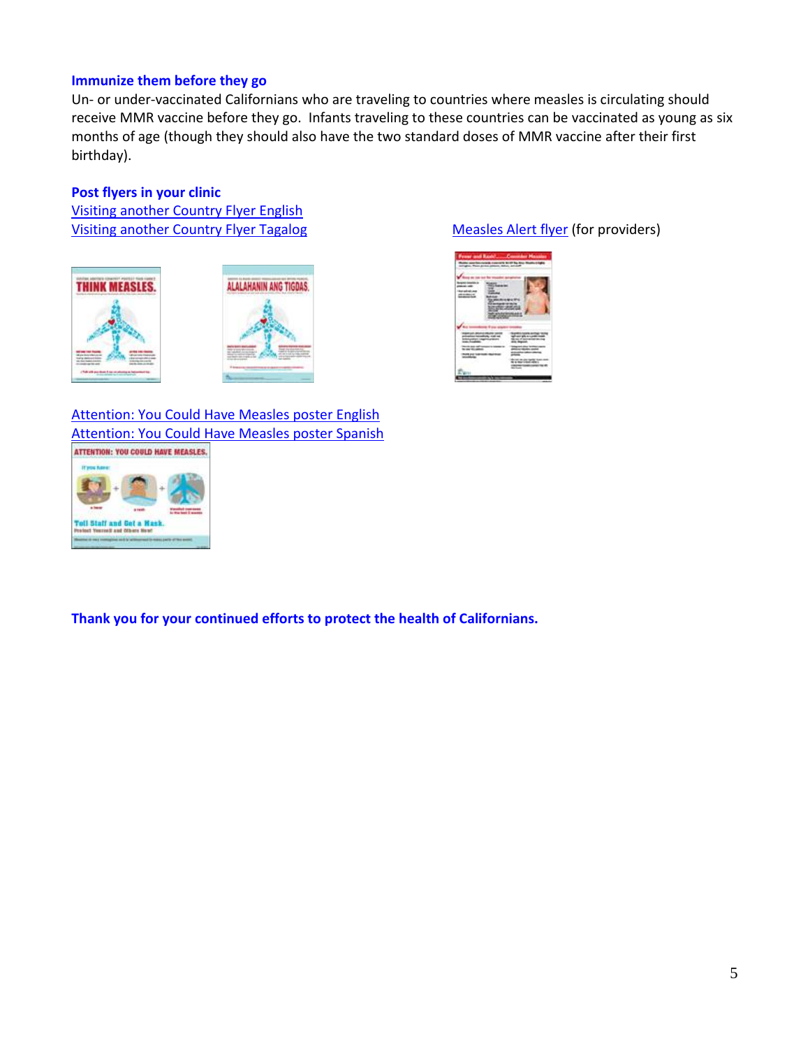**Immunize them before they go**

Un- or under-vaccinated Californians who are traveling to countries where measles is circulating should receive MMR vaccine before they go. Infants traveling to these countries can be vaccinated as young as six months of age (though they should also have the two standard doses of MMR vaccine after their first birthday).

**Post flyers in your clinic**

Visiting another Country Flyer English

Visiting another Country Flyer Tagalog

Measles Alert flyer (for providers)

Attention: You Could Have Measles poster English

Attention: You Could Have Measles poster Spanish

**Thank you for your continued efforts to protect the health of Californians.**